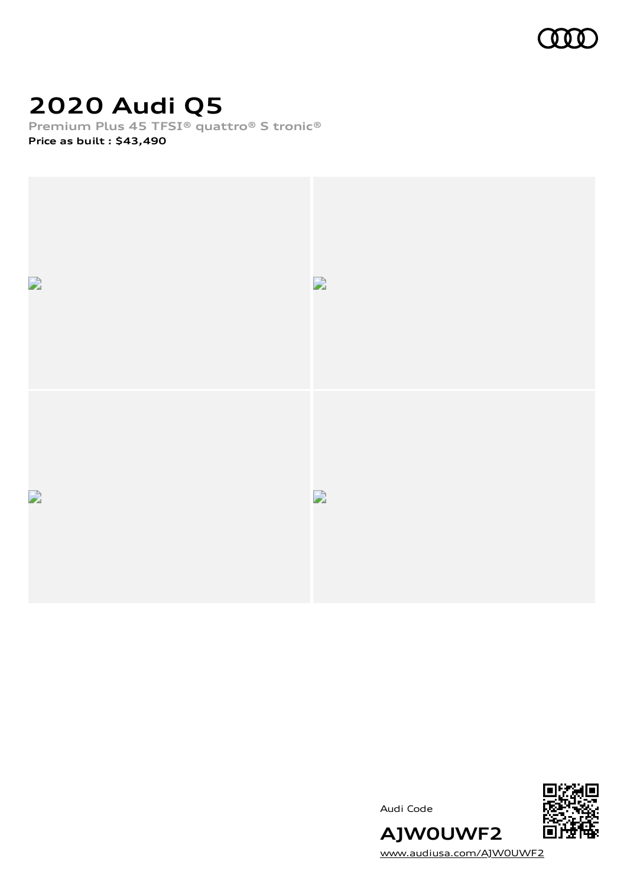# 2020 Audi Q5

Premium Plus 45 TFSI® quattro® S tronic®

**Price as built : $43,490**

Audi Code

**AJW0UWF2**

www.audiusa.com/AJW0UWF2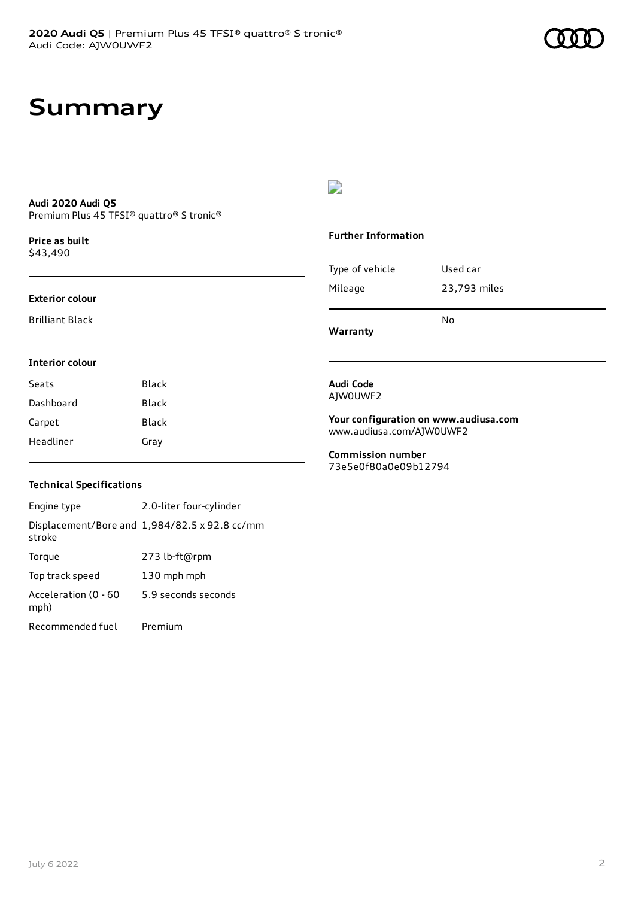# Summary

**Audi 2020 Audi Q5**
Premium Plus 45 TFSI® quattro® S tronic®

**Price as built**
$43,490

**Exterior colour**

Brilliant Black

**Interior colour**

| Seats | Black |
| --- | --- |
| Dashboard | Black |
| Carpet | Black |
| Headliner | Gray |

**Technical Specifications**

| Engine type | 2.0-liter four-cylinder |
| --- | --- |
| Displacement/Bore and stroke | 1,984/82.5 x 92.8 cc/mm |
| Torque | 273 lb-ft@rpm |
| Top track speed | 130 mph mph |
| Acceleration (0 - 60 mph) | 5.9 seconds seconds |
| Recommended fuel | Premium |

**Further Information**

| Type of vehicle | Used car |
| --- | --- |
| Mileage | 23,793 miles |
| **Warranty** | No |

**Audi Code**
AJW0UWF2

**Your configuration on www.audiusa.com**
www.audiusa.com/AJW0UWF2

**Commission number**
73e5e0f80a0e09b12794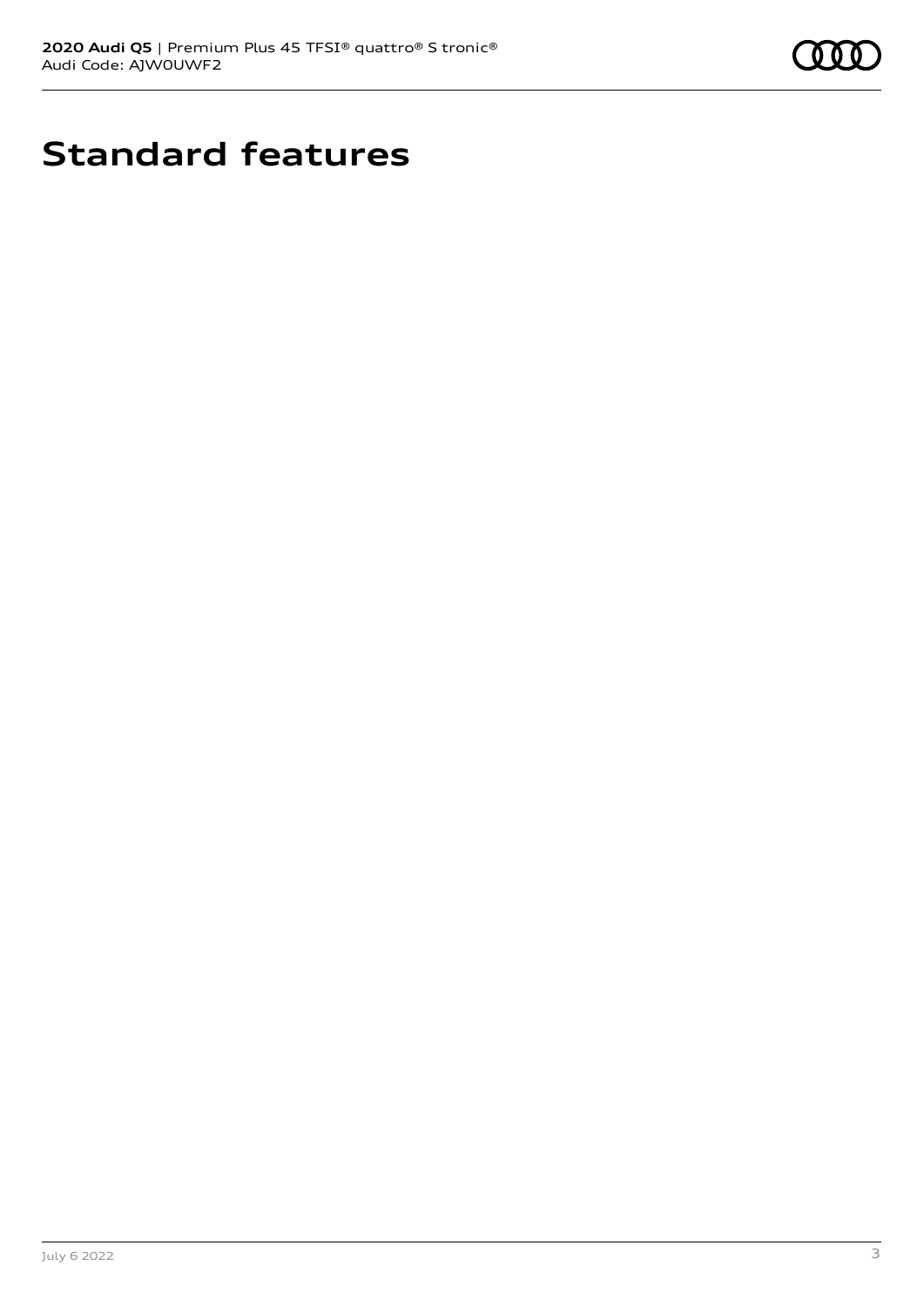# Standard features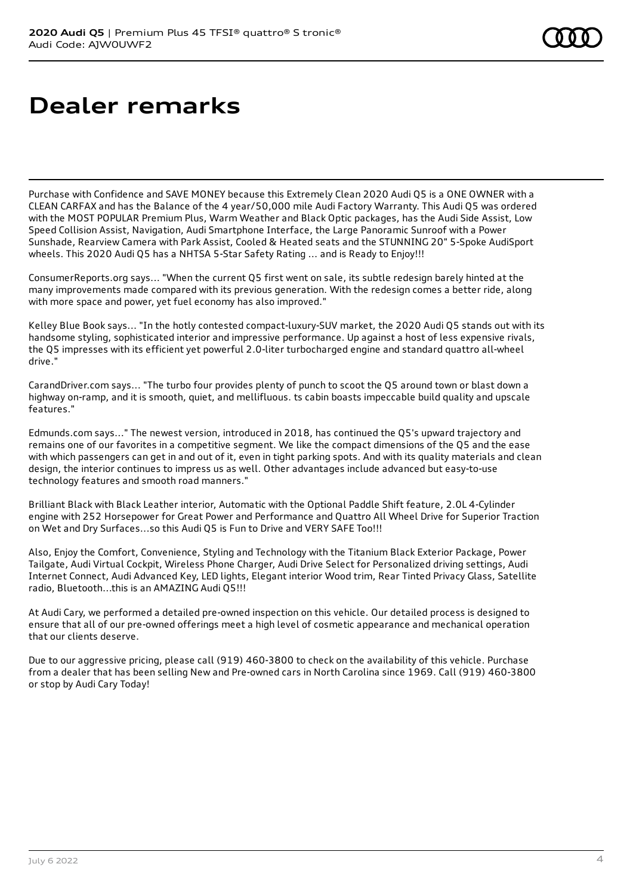# Dealer remarks

Purchase with Confidence and SAVE MONEY because this Extremely Clean 2020 Audi Q5 is a ONE OWNER with a CLEAN CARFAX and has the Balance of the 4 year/50,000 mile Audi Factory Warranty. This Audi Q5 was ordered with the MOST POPULAR Premium Plus, Warm Weather and Black Optic packages, has the Audi Side Assist, Low Speed Collision Assist, Navigation, Audi Smartphone Interface, the Large Panoramic Sunroof with a Power Sunshade, Rearview Camera with Park Assist, Cooled & Heated seats and the STUNNING 20" 5-Spoke AudiSport wheels. This 2020 Audi Q5 has a NHTSA 5-Star Safety Rating ... and is Ready to Enjoy!!!

ConsumerReports.org says... "When the current Q5 first went on sale, its subtle redesign barely hinted at the many improvements made compared with its previous generation. With the redesign comes a better ride, along with more space and power, yet fuel economy has also improved."

Kelley Blue Book says... "In the hotly contested compact-luxury-SUV market, the 2020 Audi Q5 stands out with its handsome styling, sophisticated interior and impressive performance. Up against a host of less expensive rivals, the Q5 impresses with its efficient yet powerful 2.0-liter turbocharged engine and standard quattro all-wheel drive."

CarandDriver.com says... "The turbo four provides plenty of punch to scoot the Q5 around town or blast down a highway on-ramp, and it is smooth, quiet, and mellifluous. ts cabin boasts impeccable build quality and upscale features."

Edmunds.com says..." The newest version, introduced in 2018, has continued the Q5's upward trajectory and remains one of our favorites in a competitive segment. We like the compact dimensions of the Q5 and the ease with which passengers can get in and out of it, even in tight parking spots. And with its quality materials and clean design, the interior continues to impress us as well. Other advantages include advanced but easy-to-use technology features and smooth road manners."

Brilliant Black with Black Leather interior, Automatic with the Optional Paddle Shift feature, 2.0L 4-Cylinder engine with 252 Horsepower for Great Power and Performance and Quattro All Wheel Drive for Superior Traction on Wet and Dry Surfaces...so this Audi Q5 is Fun to Drive and VERY SAFE Too!!!

Also, Enjoy the Comfort, Convenience, Styling and Technology with the Titanium Black Exterior Package, Power Tailgate, Audi Virtual Cockpit, Wireless Phone Charger, Audi Drive Select for Personalized driving settings, Audi Internet Connect, Audi Advanced Key, LED lights, Elegant interior Wood trim, Rear Tinted Privacy Glass, Satellite radio, Bluetooth...this is an AMAZING Audi Q5!!!

At Audi Cary, we performed a detailed pre-owned inspection on this vehicle. Our detailed process is designed to ensure that all of our pre-owned offerings meet a high level of cosmetic appearance and mechanical operation that our clients deserve.

Due to our aggressive pricing, please call (919) 460-3800 to check on the availability of this vehicle. Purchase from a dealer that has been selling New and Pre-owned cars in North Carolina since 1969. Call (919) 460-3800 or stop by Audi Cary Today!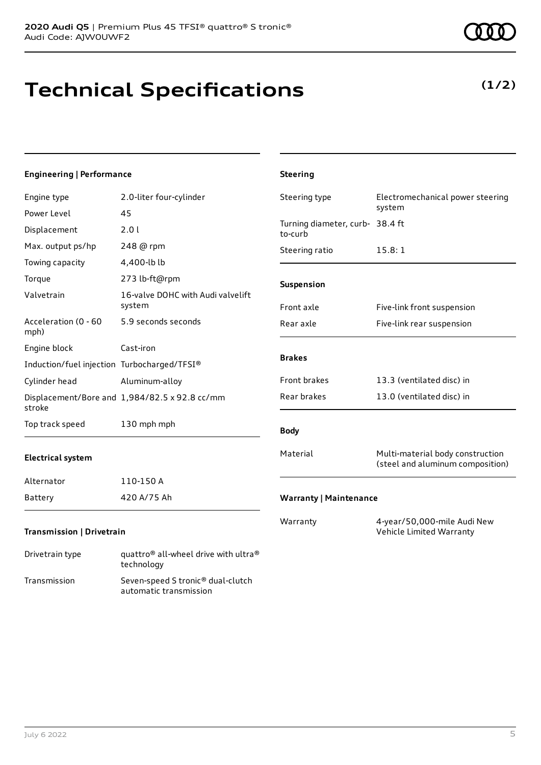**2020 Audi Q5** | Premium Plus 45 TFSI® quattro® S tronic®
Audi Code: AJW0UWF2

# Technical Specifications

**(1/2)**

### Engineering | Performance

| | |
|---|---|
| Engine type | 2.0-liter four-cylinder |
| Power Level | 45 |
| Displacement | 2.0 l |
| Max. output ps/hp | 248 @ rpm |
| Towing capacity | 4,400-lb lb |
| Torque | 273 lb-ft@rpm |
| Valvetrain | 16-valve DOHC with Audi valvelift system |
| Acceleration (0 - 60 mph) | 5.9 seconds seconds |
| Engine block | Cast-iron |
| Induction/fuel injection | Turbocharged/TFSI® |
| Cylinder head | Aluminum-alloy |
| Displacement/Bore and stroke | 1,984/82.5 x 92.8 cc/mm |
| Top track speed | 130 mph mph |

### Electrical system

| | |
|---|---|
| Alternator | 110-150 A |
| Battery | 420 A/75 Ah |

### Transmission | Drivetrain

| | |
|---|---|
| Drivetrain type | quattro® all-wheel drive with ultra® technology |
| Transmission | Seven-speed S tronic® dual-clutch automatic transmission |

### Steering

| | |
|---|---|
| Steering type | Electromechanical power steering system |
| Turning diameter, curb-to-curb | 38.4 ft |
| Steering ratio | 15.8: 1 |

### Suspension

| | |
|---|---|
| Front axle | Five-link front suspension |
| Rear axle | Five-link rear suspension |

### Brakes

| | |
|---|---|
| Front brakes | 13.3 (ventilated disc) in |
| Rear brakes | 13.0 (ventilated disc) in |

### Body

| | |
|---|---|
| Material | Multi-material body construction (steel and aluminum composition) |

### Warranty | Maintenance

| | |
|---|---|
| Warranty | 4-year/50,000-mile Audi New Vehicle Limited Warranty |

July 6 2022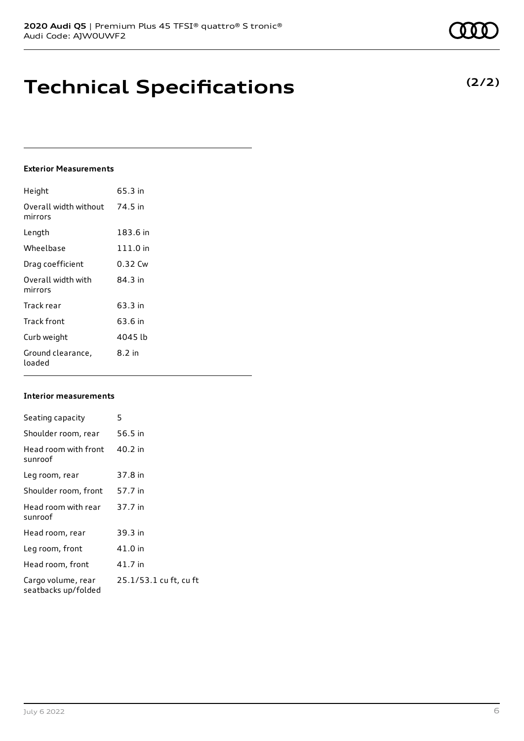# Technical Specifications

**(2/2)**

### Exterior Measurements

| | |
|---|---|
| Height | 65.3 in |
| Overall width without mirrors | 74.5 in |
| Length | 183.6 in |
| Wheelbase | 111.0 in |
| Drag coefficient | 0.32 Cw |
| Overall width with mirrors | 84.3 in |
| Track rear | 63.3 in |
| Track front | 63.6 in |
| Curb weight | 4045 lb |
| Ground clearance, loaded | 8.2 in |

### Interior measurements

| | |
|---|---|
| Seating capacity | 5 |
| Shoulder room, rear | 56.5 in |
| Head room with front sunroof | 40.2 in |
| Leg room, rear | 37.8 in |
| Shoulder room, front | 57.7 in |
| Head room with rear sunroof | 37.7 in |
| Head room, rear | 39.3 in |
| Leg room, front | 41.0 in |
| Head room, front | 41.7 in |
| Cargo volume, rear seatbacks up/folded | 25.1/53.1 cu ft, cu ft |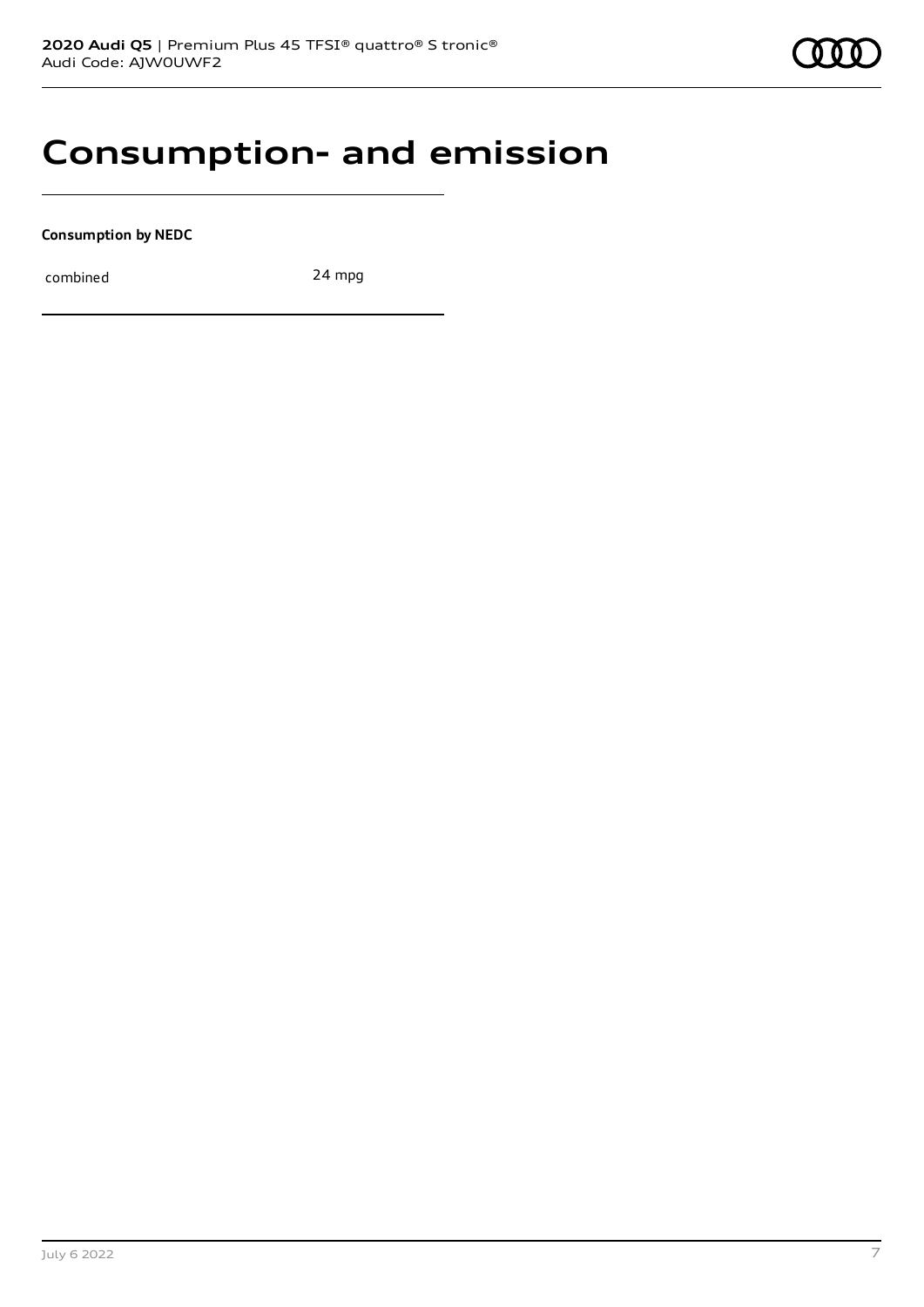# Consumption- and emission

**Consumption by NEDC**

| combined | 24 mpg |
|---|---|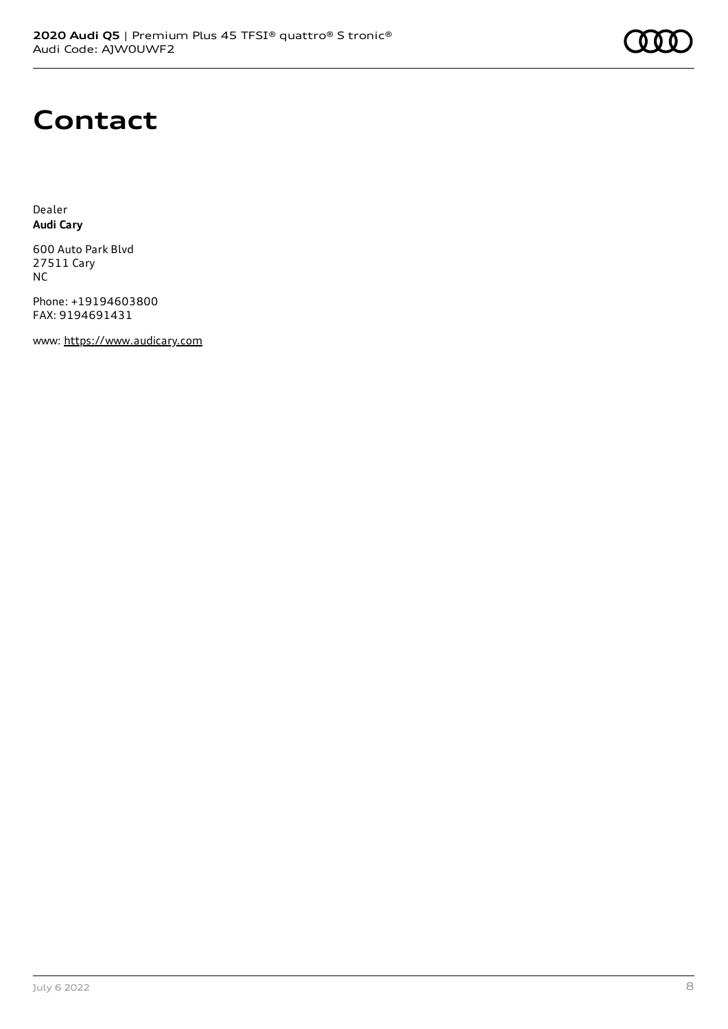# Contact

Dealer
**Audi Cary**

600 Auto Park Blvd
27511 Cary
NC

Phone: +19194603800
FAX: 9194691431

www: https://www.audicary.com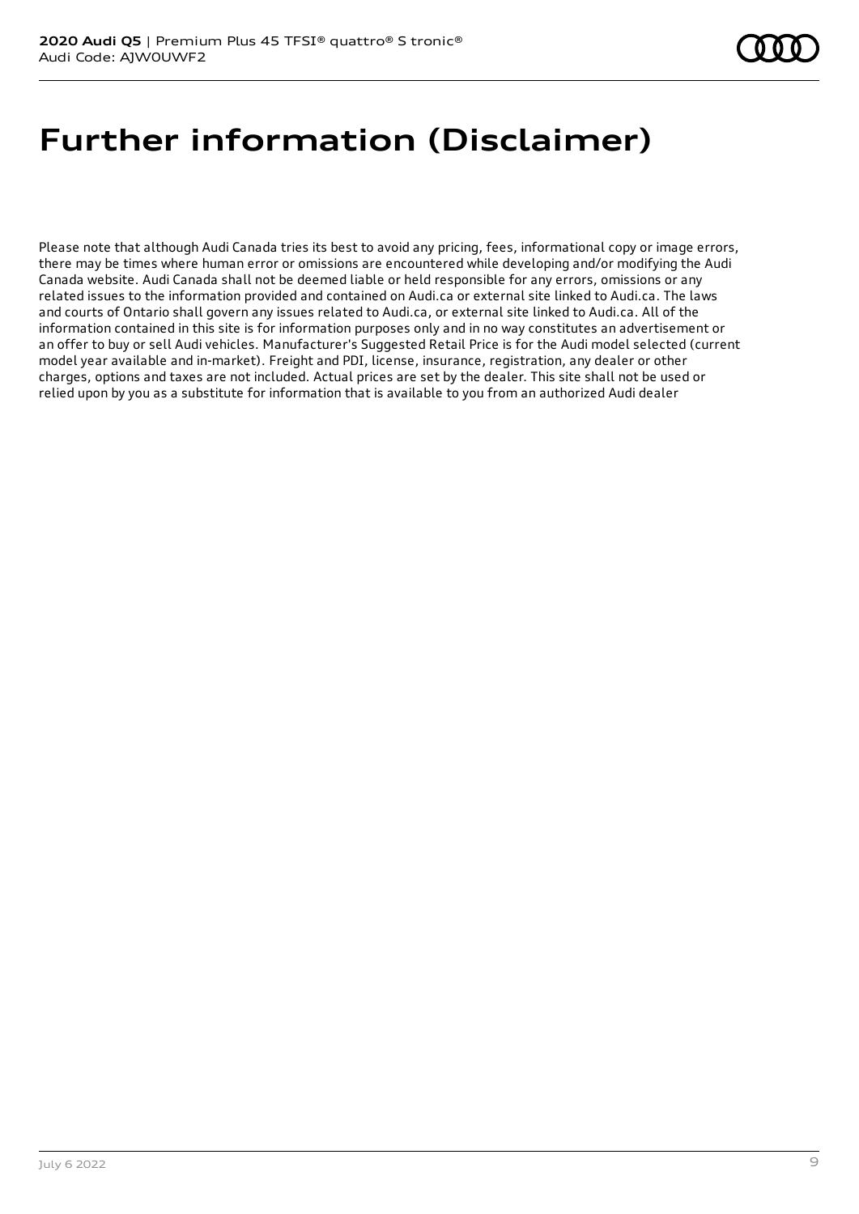# Further information (Disclaimer)

Please note that although Audi Canada tries its best to avoid any pricing, fees, informational copy or image errors, there may be times where human error or omissions are encountered while developing and/or modifying the Audi Canada website. Audi Canada shall not be deemed liable or held responsible for any errors, omissions or any related issues to the information provided and contained on Audi.ca or external site linked to Audi.ca. The laws and courts of Ontario shall govern any issues related to Audi.ca, or external site linked to Audi.ca. All of the information contained in this site is for information purposes only and in no way constitutes an advertisement or an offer to buy or sell Audi vehicles. Manufacturer's Suggested Retail Price is for the Audi model selected (current model year available and in-market). Freight and PDI, license, insurance, registration, any dealer or other charges, options and taxes are not included. Actual prices are set by the dealer. This site shall not be used or relied upon by you as a substitute for information that is available to you from an authorized Audi dealer